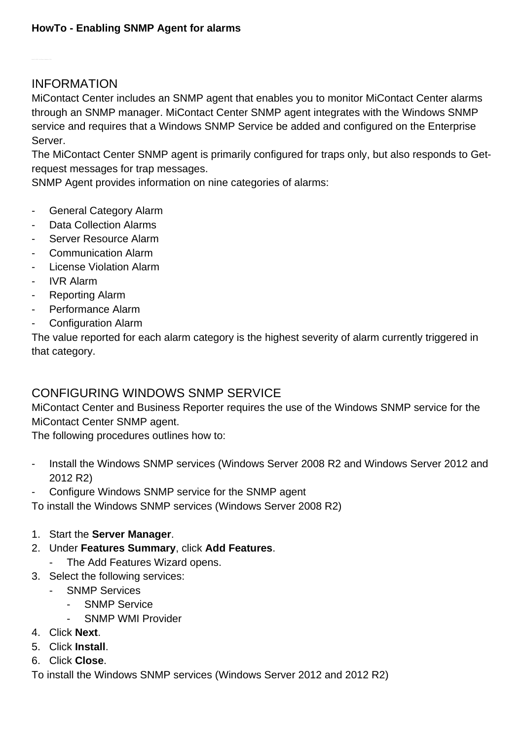**HowTo - Enabling SNMP Agent for alarms**

## INFORMATION

MiContact Center includes an SNMP agent that enables you to monitor MiContact Center alarms through an SNMP manager. MiContact Center SNMP agent integrates with the Windows SNMP service and requires that a Windows SNMP Service be added and configured on the Enterprise Server.

The MiContact Center SNMP agent is primarily configured for traps only, but also responds to Get-request messages for trap messages.

SNMP Agent provides information on nine categories of alarms:

- General Category Alarm
- Data Collection Alarms
- Server Resource Alarm
- Communication Alarm
- License Violation Alarm
- IVR Alarm
- Reporting Alarm
- Performance Alarm
- Configuration Alarm

The value reported for each alarm category is the highest severity of alarm currently triggered in that category.

## CONFIGURING WINDOWS SNMP SERVICE

MiContact Center and Business Reporter requires the use of the Windows SNMP service for the MiContact Center SNMP agent.

The following procedures outlines how to:

- Install the Windows SNMP services (Windows Server 2008 R2 and Windows Server 2012 and 2012 R2)
- Configure Windows SNMP service for the SNMP agent

To install the Windows SNMP services (Windows Server 2008 R2)

1. Start the **Server Manager**.
2. Under **Features Summary**, click **Add Features**.
   - The Add Features Wizard opens.
3. Select the following services:
   - SNMP Services
     - SNMP Service
     - SNMP WMI Provider
4. Click **Next**.
5. Click **Install**.
6. Click **Close**.

To install the Windows SNMP services (Windows Server 2012 and 2012 R2)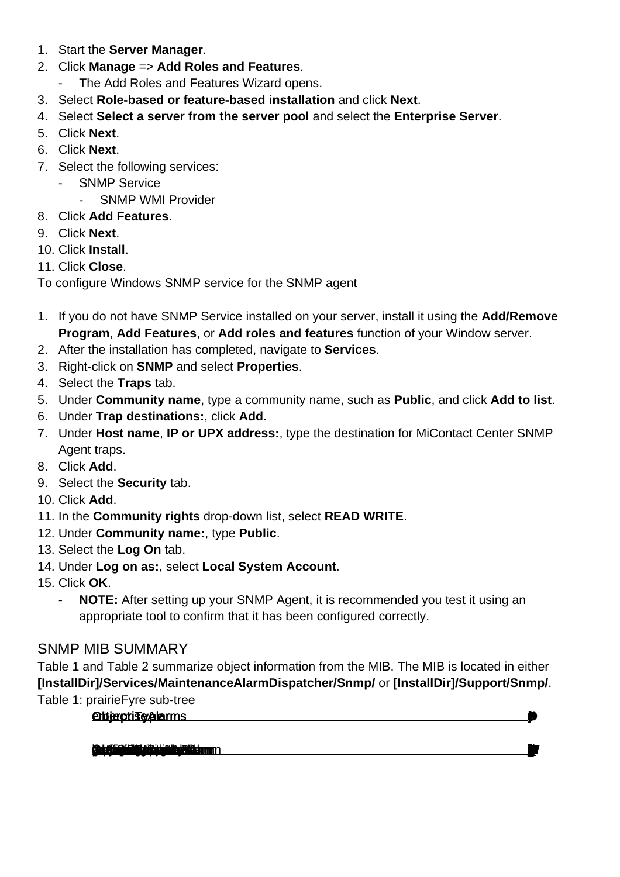1. Start the **Server Manager**.
2. Click **Manage** => **Add Roles and Features**.
   - The Add Roles and Features Wizard opens.
3. Select **Role-based or feature-based installation** and click **Next**.
4. Select **Select a server from the server pool** and select the **Enterprise Server**.
5. Click **Next**.
6. Click **Next**.
7. Select the following services:
   - SNMP Service
     - SNMP WMI Provider
8. Click **Add Features**.
9. Click **Next**.
10. Click **Install**.
11. Click **Close**.

To configure Windows SNMP service for the SNMP agent

1. If you do not have SNMP Service installed on your server, install it using the **Add/Remove Program**, **Add Features**, or **Add roles and features** function of your Window server.
2. After the installation has completed, navigate to **Services**.
3. Right-click on **SNMP** and select **Properties**.
4. Select the **Traps** tab.
5. Under **Community name**, type a community name, such as **Public**, and click **Add to list**.
6. Under **Trap destinations:**, click **Add**.
7. Under **Host name**, **IP or UPX address:**, type the destination for MiContact Center SNMP Agent traps.
8. Click **Add**.
9. Select the **Security** tab.
10. Click **Add**.
11. In the **Community rights** drop-down list, select **READ WRITE**.
12. Under **Community name:**, type **Public**.
13. Select the **Log On** tab.
14. Under **Log on as:**, select **Local System Account**.
15. Click **OK**.
    - **NOTE:** After setting up your SNMP Agent, it is recommended you test it using an appropriate tool to confirm that it has been configured correctly.

## SNMP MIB SUMMARY

Table 1 and Table 2 summarize object information from the MIB. The MIB is located in either **[InstallDir]/Services/MaintenanceAlarmDispatcher/Snmp/** or **[InstallDir]/Support/Snmp/**.

Table 1: prairieFyre sub-tree

| Object Type / enterpriseAlarms |
| --- |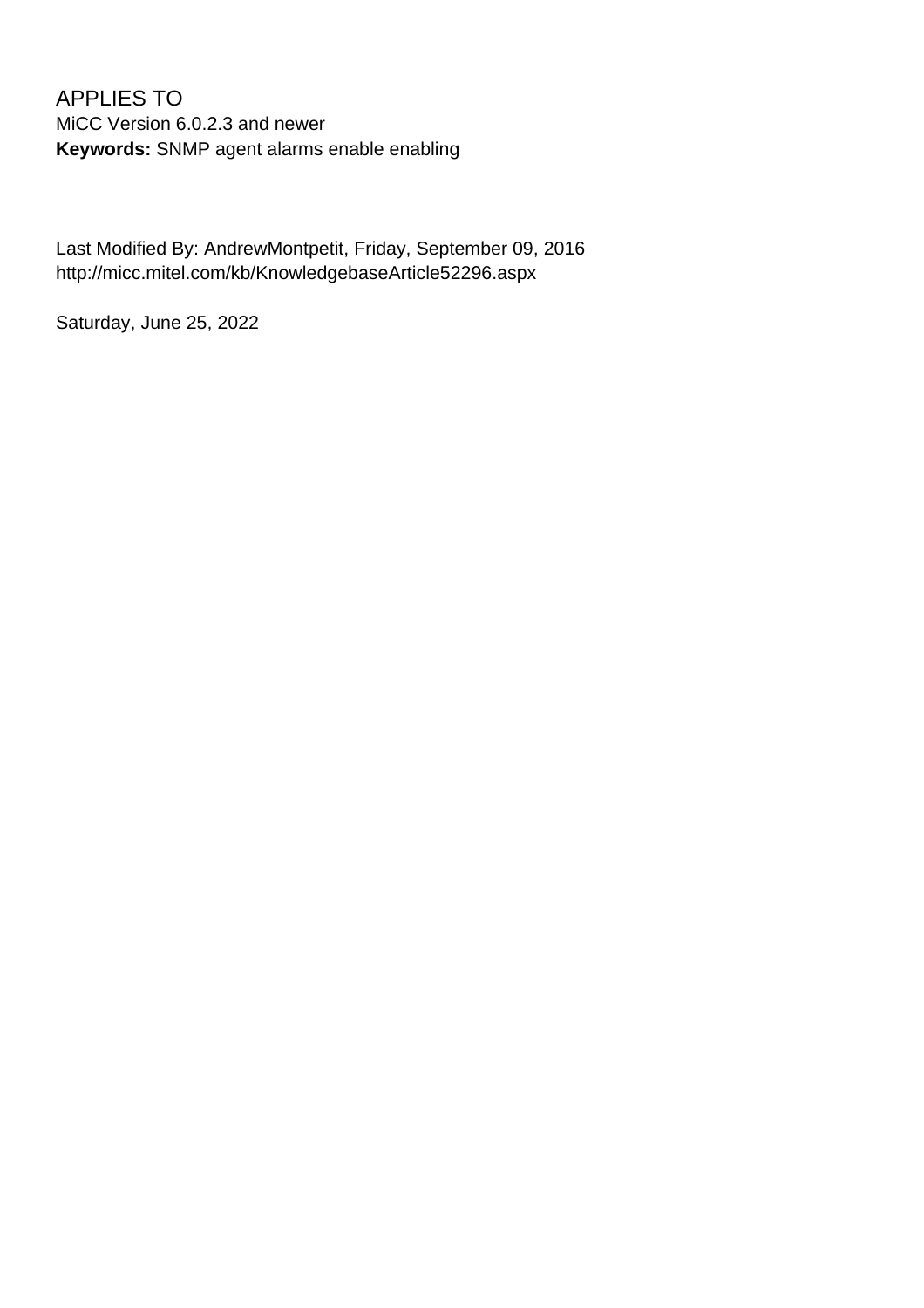## APPLIES TO

MiCC Version 6.0.2.3 and newer

**Keywords:** SNMP agent alarms enable enabling

Last Modified By: AndrewMontpetit, Friday, September 09, 2016
http://micc.mitel.com/kb/KnowledgebaseArticle52296.aspx

Saturday, June 25, 2022